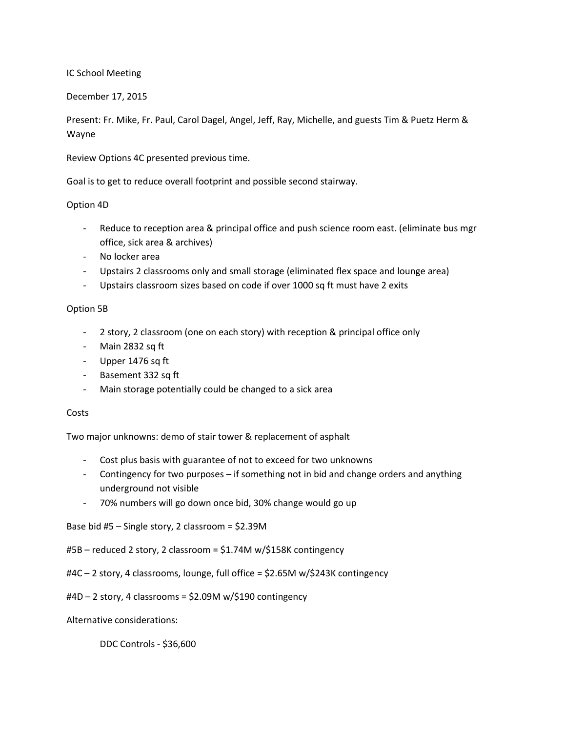IC School Meeting

December 17, 2015

Present: Fr. Mike, Fr. Paul, Carol Dagel, Angel, Jeff, Ray, Michelle, and guests Tim & Puetz Herm & Wayne

Review Options 4C presented previous time.

Goal is to get to reduce overall footprint and possible second stairway.

Option 4D

- Reduce to reception area & principal office and push science room east. (eliminate bus mgr office, sick area & archives)
- No locker area
- Upstairs 2 classrooms only and small storage (eliminated flex space and lounge area)
- Upstairs classroom sizes based on code if over 1000 sq ft must have 2 exits

Option 5B

- 2 story, 2 classroom (one on each story) with reception & principal office only
- Main 2832 sq ft
- Upper 1476 sq ft
- Basement 332 sq ft
- Main storage potentially could be changed to a sick area

Costs

Two major unknowns: demo of stair tower & replacement of asphalt

- Cost plus basis with guarantee of not to exceed for two unknowns
- Contingency for two purposes – if something not in bid and change orders and anything underground not visible
- 70% numbers will go down once bid, 30% change would go up

Base bid #5 – Single story, 2 classroom = $2.39M

#5B – reduced 2 story, 2 classroom = $1.74M w/$158K contingency

#4C – 2 story, 4 classrooms, lounge, full office = $2.65M w/$243K contingency

#4D – 2 story, 4 classrooms = $2.09M w/$190 contingency

Alternative considerations:

DDC Controls - $36,600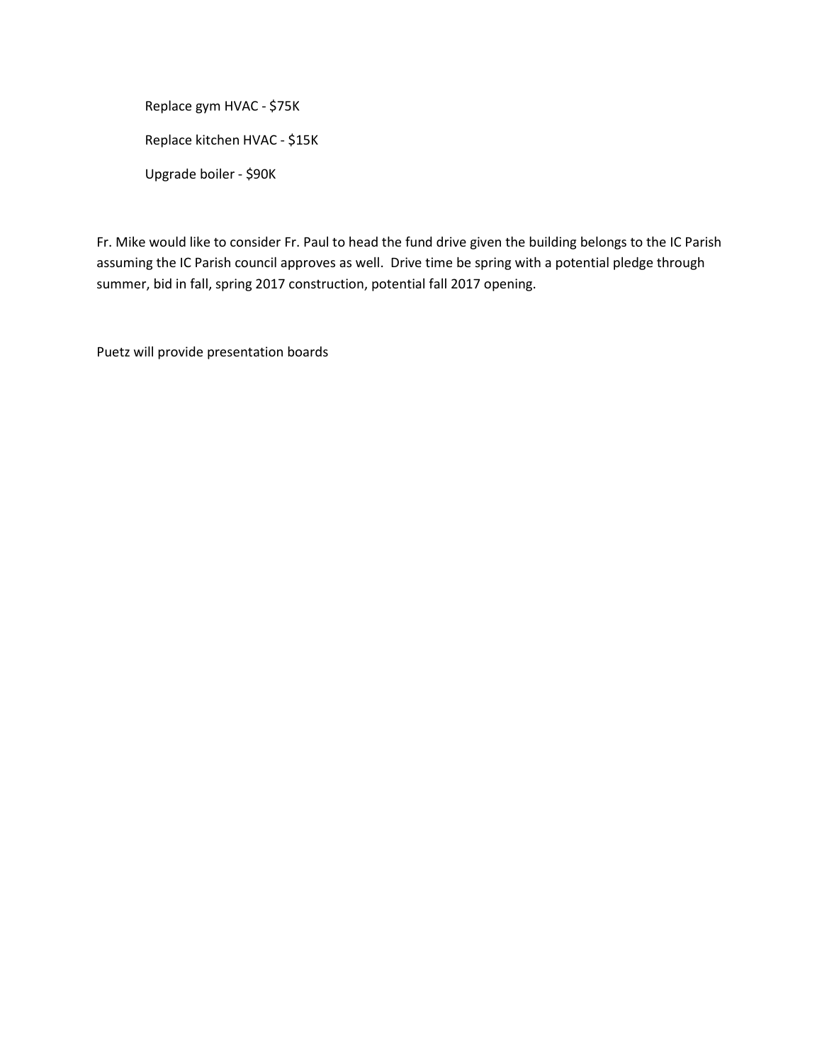Replace gym HVAC - $75K

Replace kitchen HVAC - $15K

Upgrade boiler - $90K

Fr. Mike would like to consider Fr. Paul to head the fund drive given the building belongs to the IC Parish assuming the IC Parish council approves as well. Drive time be spring with a potential pledge through summer, bid in fall, spring 2017 construction, potential fall 2017 opening.

Puetz will provide presentation boards